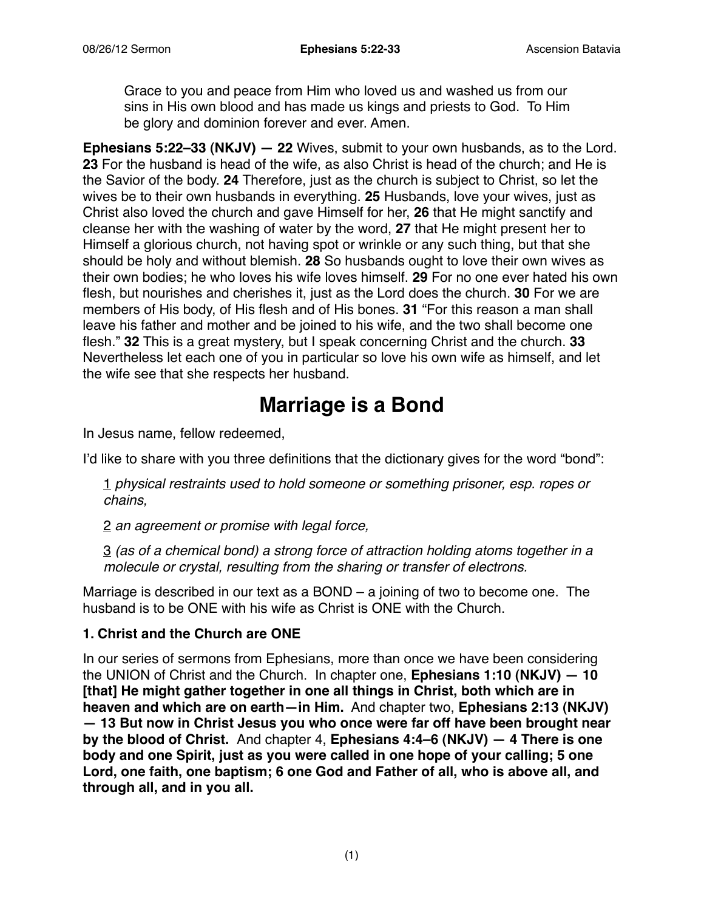Grace to you and peace from Him who loved us and washed us from our sins in His own blood and has made us kings and priests to God. To Him be glory and dominion forever and ever. Amen.

**Ephesians 5:22–33 (NKJV) — 22** Wives, submit to your own husbands, as to the Lord. **23** For the husband is head of the wife, as also Christ is head of the church; and He is the Savior of the body. **24** Therefore, just as the church is subject to Christ, so let the wives be to their own husbands in everything. **25** Husbands, love your wives, just as Christ also loved the church and gave Himself for her, **26** that He might sanctify and cleanse her with the washing of water by the word, **27** that He might present her to Himself a glorious church, not having spot or wrinkle or any such thing, but that she should be holy and without blemish. **28** So husbands ought to love their own wives as their own bodies; he who loves his wife loves himself. **29** For no one ever hated his own flesh, but nourishes and cherishes it, just as the Lord does the church. **30** For we are members of His body, of His flesh and of His bones. **31** "For this reason a man shall leave his father and mother and be joined to his wife, and the two shall become one flesh." **32** This is a great mystery, but I speak concerning Christ and the church. **33** Nevertheless let each one of you in particular so love his own wife as himself, and let the wife see that she respects her husband.

# Marriage is a Bond

In Jesus name, fellow redeemed,

I'd like to share with you three definitions that the dictionary gives for the word "bond":

1 *physical restraints used to hold someone or something prisoner, esp. ropes or chains,*

2 *an agreement or promise with legal force,*

3 *(as of a chemical bond) a strong force of attraction holding atoms together in a molecule or crystal, resulting from the sharing or transfer of electrons.*

Marriage is described in our text as a BOND – a joining of two to become one. The husband is to be ONE with his wife as Christ is ONE with the Church.

**1. Christ and the Church are ONE**

In our series of sermons from Ephesians, more than once we have been considering the UNION of Christ and the Church. In chapter one, **Ephesians 1:10 (NKJV) — 10 [that] He might gather together in one all things in Christ, both which are in heaven and which are on earth—in Him.** And chapter two, **Ephesians 2:13 (NKJV) — 13 But now in Christ Jesus you who once were far off have been brought near by the blood of Christ.** And chapter 4, **Ephesians 4:4–6 (NKJV) — 4 There is one body and one Spirit, just as you were called in one hope of your calling; 5 one Lord, one faith, one baptism; 6 one God and Father of all, who is above all, and through all, and in you all.**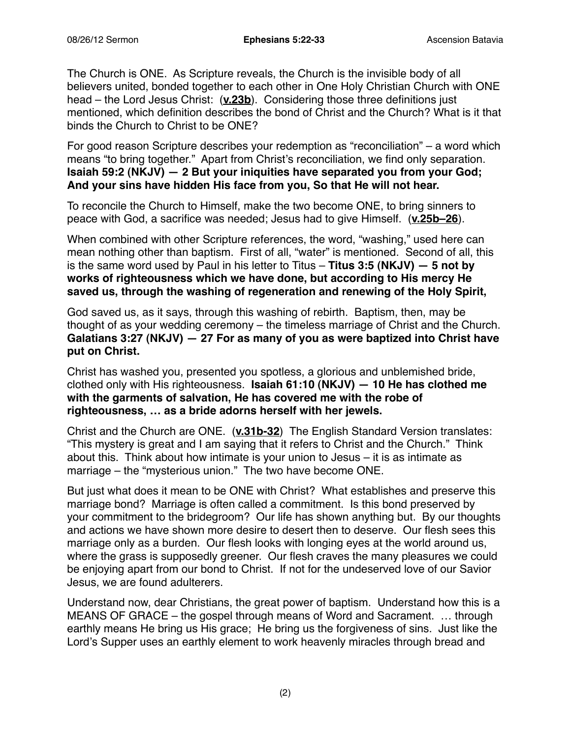The Church is ONE. As Scripture reveals, the Church is the invisible body of all believers united, bonded together to each other in One Holy Christian Church with ONE head – the Lord Jesus Christ: (**v.23b**). Considering those three definitions just mentioned, which definition describes the bond of Christ and the Church? What is it that binds the Church to Christ to be ONE?

For good reason Scripture describes your redemption as "reconciliation" – a word which means "to bring together." Apart from Christ's reconciliation, we find only separation. **Isaiah 59:2 (NKJV) — 2 But your iniquities have separated you from your God; And your sins have hidden His face from you, So that He will not hear.**

To reconcile the Church to Himself, make the two become ONE, to bring sinners to peace with God, a sacrifice was needed; Jesus had to give Himself. (**v.25b–26**).

When combined with other Scripture references, the word, "washing," used here can mean nothing other than baptism. First of all, "water" is mentioned. Second of all, this is the same word used by Paul in his letter to Titus – **Titus 3:5 (NKJV) — 5 not by works of righteousness which we have done, but according to His mercy He saved us, through the washing of regeneration and renewing of the Holy Spirit,**

God saved us, as it says, through this washing of rebirth. Baptism, then, may be thought of as your wedding ceremony – the timeless marriage of Christ and the Church. **Galatians 3:27 (NKJV) — 27 For as many of you as were baptized into Christ have put on Christ.**

Christ has washed you, presented you spotless, a glorious and unblemished bride, clothed only with His righteousness. **Isaiah 61:10 (NKJV) — 10 He has clothed me with the garments of salvation, He has covered me with the robe of righteousness, … as a bride adorns herself with her jewels.**

Christ and the Church are ONE. (**v.31b-32**) The English Standard Version translates: "This mystery is great and I am saying that it refers to Christ and the Church." Think about this. Think about how intimate is your union to Jesus – it is as intimate as marriage – the "mysterious union." The two have become ONE.

But just what does it mean to be ONE with Christ? What establishes and preserve this marriage bond? Marriage is often called a commitment. Is this bond preserved by your commitment to the bridegroom? Our life has shown anything but. By our thoughts and actions we have shown more desire to desert then to deserve. Our flesh sees this marriage only as a burden. Our flesh looks with longing eyes at the world around us, where the grass is supposedly greener. Our flesh craves the many pleasures we could be enjoying apart from our bond to Christ. If not for the undeserved love of our Savior Jesus, we are found adulterers.

Understand now, dear Christians, the great power of baptism. Understand how this is a MEANS OF GRACE – the gospel through means of Word and Sacrament. … through earthly means He bring us His grace; He bring us the forgiveness of sins. Just like the Lord's Supper uses an earthly element to work heavenly miracles through bread and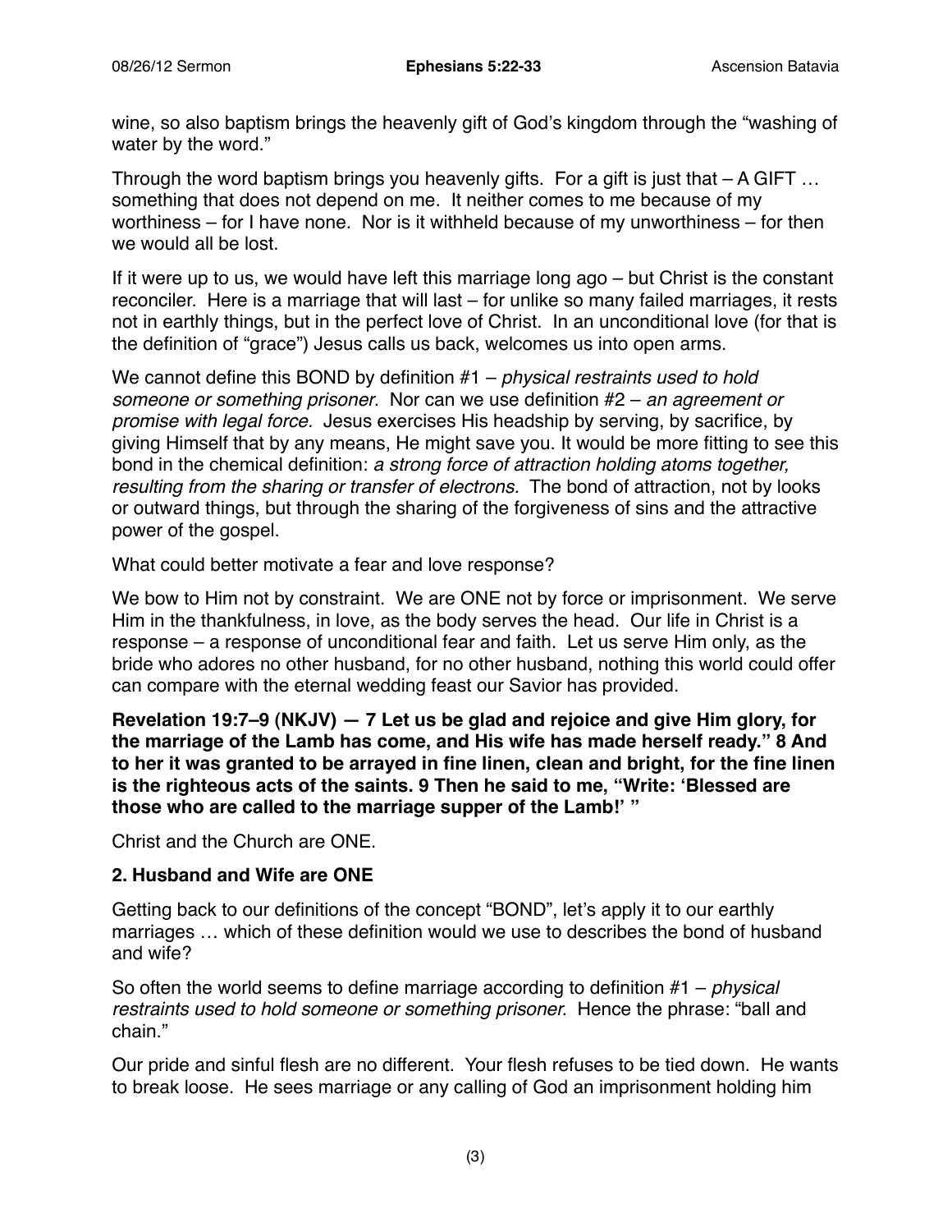wine, so also baptism brings the heavenly gift of God's kingdom through the "washing of water by the word."

Through the word baptism brings you heavenly gifts. For a gift is just that – A GIFT … something that does not depend on me. It neither comes to me because of my worthiness – for I have none. Nor is it withheld because of my unworthiness – for then we would all be lost.

If it were up to us, we would have left this marriage long ago – but Christ is the constant reconciler. Here is a marriage that will last – for unlike so many failed marriages, it rests not in earthly things, but in the perfect love of Christ. In an unconditional love (for that is the definition of "grace") Jesus calls us back, welcomes us into open arms.

We cannot define this BOND by definition #1 – *physical restraints used to hold someone or something prisoner*. Nor can we use definition #2 – *an agreement or promise with legal force.* Jesus exercises His headship by serving, by sacrifice, by giving Himself that by any means, He might save you. It would be more fitting to see this bond in the chemical definition: *a strong force of attraction holding atoms together, resulting from the sharing or transfer of electrons.* The bond of attraction, not by looks or outward things, but through the sharing of the forgiveness of sins and the attractive power of the gospel.

What could better motivate a fear and love response?

We bow to Him not by constraint. We are ONE not by force or imprisonment. We serve Him in the thankfulness, in love, as the body serves the head. Our life in Christ is a response – a response of unconditional fear and faith. Let us serve Him only, as the bride who adores no other husband, for no other husband, nothing this world could offer can compare with the eternal wedding feast our Savior has provided.

**Revelation 19:7–9 (NKJV) — 7 Let us be glad and rejoice and give Him glory, for the marriage of the Lamb has come, and His wife has made herself ready." 8 And to her it was granted to be arrayed in fine linen, clean and bright, for the fine linen is the righteous acts of the saints. 9 Then he said to me, "Write: 'Blessed are those who are called to the marriage supper of the Lamb!' "**

Christ and the Church are ONE.

**2. Husband and Wife are ONE**

Getting back to our definitions of the concept "BOND", let's apply it to our earthly marriages … which of these definition would we use to describes the bond of husband and wife?

So often the world seems to define marriage according to definition #1 – *physical restraints used to hold someone or something prisoner.* Hence the phrase: "ball and chain."

Our pride and sinful flesh are no different. Your flesh refuses to be tied down. He wants to break loose. He sees marriage or any calling of God an imprisonment holding him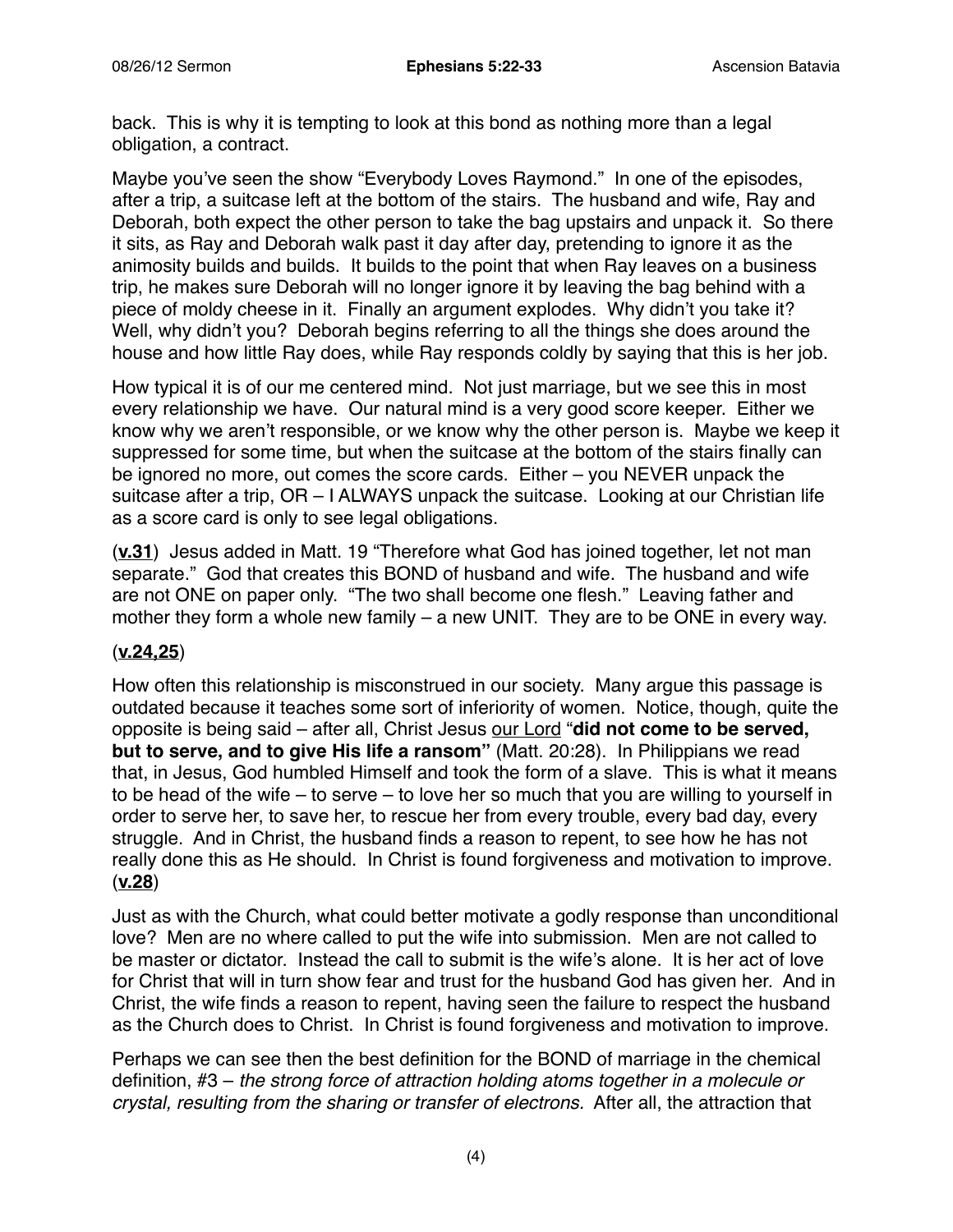back. This is why it is tempting to look at this bond as nothing more than a legal obligation, a contract.

Maybe you've seen the show "Everybody Loves Raymond." In one of the episodes, after a trip, a suitcase left at the bottom of the stairs. The husband and wife, Ray and Deborah, both expect the other person to take the bag upstairs and unpack it. So there it sits, as Ray and Deborah walk past it day after day, pretending to ignore it as the animosity builds and builds. It builds to the point that when Ray leaves on a business trip, he makes sure Deborah will no longer ignore it by leaving the bag behind with a piece of moldy cheese in it. Finally an argument explodes. Why didn't you take it? Well, why didn't you? Deborah begins referring to all the things she does around the house and how little Ray does, while Ray responds coldly by saying that this is her job.

How typical it is of our me centered mind. Not just marriage, but we see this in most every relationship we have. Our natural mind is a very good score keeper. Either we know why we aren't responsible, or we know why the other person is. Maybe we keep it suppressed for some time, but when the suitcase at the bottom of the stairs finally can be ignored no more, out comes the score cards. Either – you NEVER unpack the suitcase after a trip, OR – I ALWAYS unpack the suitcase. Looking at our Christian life as a score card is only to see legal obligations.

(**v.31**) Jesus added in Matt. 19 "Therefore what God has joined together, let not man separate." God that creates this BOND of husband and wife. The husband and wife are not ONE on paper only. "The two shall become one flesh." Leaving father and mother they form a whole new family – a new UNIT. They are to be ONE in every way.

(**v.24,25**)

How often this relationship is misconstrued in our society. Many argue this passage is outdated because it teaches some sort of inferiority of women. Notice, though, quite the opposite is being said – after all, Christ Jesus our Lord "**did not come to be served, but to serve, and to give His life a ransom"** (Matt. 20:28). In Philippians we read that, in Jesus, God humbled Himself and took the form of a slave. This is what it means to be head of the wife – to serve – to love her so much that you are willing to yourself in order to serve her, to save her, to rescue her from every trouble, every bad day, every struggle. And in Christ, the husband finds a reason to repent, to see how he has not really done this as He should. In Christ is found forgiveness and motivation to improve. (**v.28**)

Just as with the Church, what could better motivate a godly response than unconditional love? Men are no where called to put the wife into submission. Men are not called to be master or dictator. Instead the call to submit is the wife's alone. It is her act of love for Christ that will in turn show fear and trust for the husband God has given her. And in Christ, the wife finds a reason to repent, having seen the failure to respect the husband as the Church does to Christ. In Christ is found forgiveness and motivation to improve.

Perhaps we can see then the best definition for the BOND of marriage in the chemical definition, #3 – *the strong force of attraction holding atoms together in a molecule or crystal, resulting from the sharing or transfer of electrons.* After all, the attraction that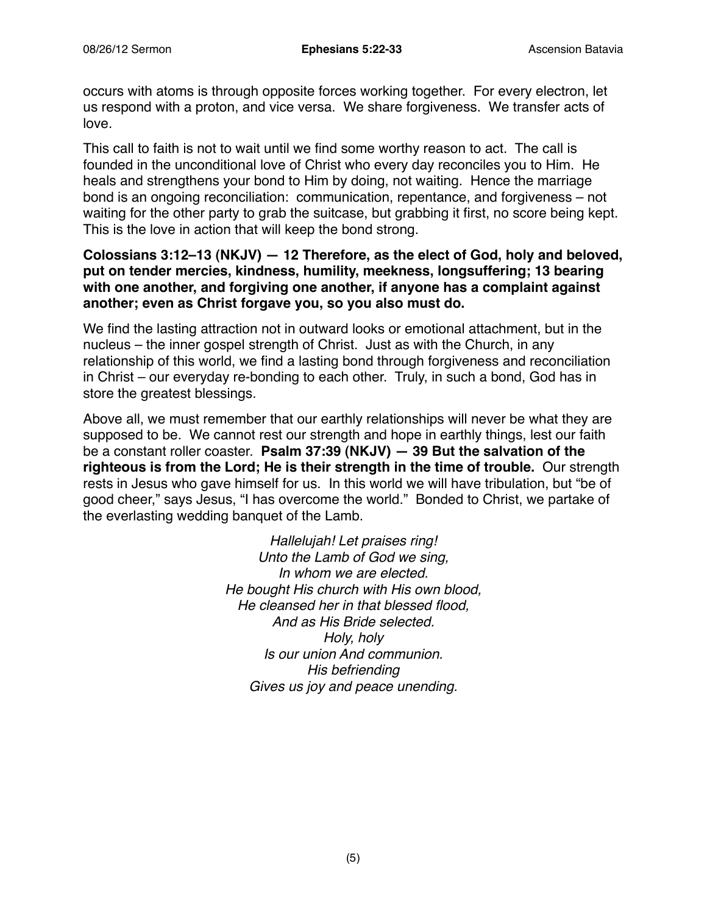occurs with atoms is through opposite forces working together. For every electron, let us respond with a proton, and vice versa. We share forgiveness. We transfer acts of love.

This call to faith is not to wait until we find some worthy reason to act. The call is founded in the unconditional love of Christ who every day reconciles you to Him. He heals and strengthens your bond to Him by doing, not waiting. Hence the marriage bond is an ongoing reconciliation: communication, repentance, and forgiveness – not waiting for the other party to grab the suitcase, but grabbing it first, no score being kept. This is the love in action that will keep the bond strong.

**Colossians 3:12–13 (NKJV) — 12 Therefore, as the elect of God, holy and beloved, put on tender mercies, kindness, humility, meekness, longsuffering; 13 bearing with one another, and forgiving one another, if anyone has a complaint against another; even as Christ forgave you, so you also must do.**

We find the lasting attraction not in outward looks or emotional attachment, but in the nucleus – the inner gospel strength of Christ. Just as with the Church, in any relationship of this world, we find a lasting bond through forgiveness and reconciliation in Christ – our everyday re-bonding to each other. Truly, in such a bond, God has in store the greatest blessings.

Above all, we must remember that our earthly relationships will never be what they are supposed to be. We cannot rest our strength and hope in earthly things, lest our faith be a constant roller coaster. **Psalm 37:39 (NKJV) — 39 But the salvation of the righteous is from the Lord; He is their strength in the time of trouble.** Our strength rests in Jesus who gave himself for us. In this world we will have tribulation, but "be of good cheer," says Jesus, "I has overcome the world." Bonded to Christ, we partake of the everlasting wedding banquet of the Lamb.

*Hallelujah! Let praises ring!*
*Unto the Lamb of God we sing,*
*In whom we are elected.*
*He bought His church with His own blood,*
*He cleansed her in that blessed flood,*
*And as His Bride selected.*
*Holy, holy*
*Is our union And communion.*
*His befriending*
*Gives us joy and peace unending.*